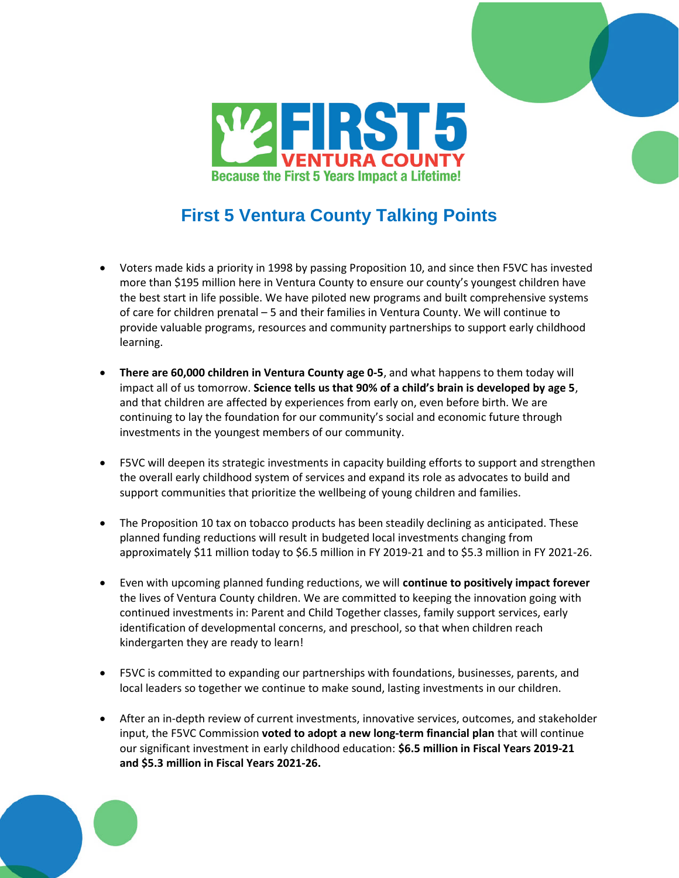FIRST 5 VENTURA COUNTY

Because the First 5 Years Impact a Lifetime!

# First 5 Ventura County Talking Points

- Voters made kids a priority in 1998 by passing Proposition 10, and since then F5VC has invested more than $195 million here in Ventura County to ensure our county's youngest children have the best start in life possible. We have piloted new programs and built comprehensive systems of care for children prenatal – 5 and their families in Ventura County. We will continue to provide valuable programs, resources and community partnerships to support early childhood learning.

- **There are 60,000 children in Ventura County age 0-5**, and what happens to them today will impact all of us tomorrow. **Science tells us that 90% of a child's brain is developed by age 5**, and that children are affected by experiences from early on, even before birth. We are continuing to lay the foundation for our community's social and economic future through investments in the youngest members of our community.

- F5VC will deepen its strategic investments in capacity building efforts to support and strengthen the overall early childhood system of services and expand its role as advocates to build and support communities that prioritize the wellbeing of young children and families.

- The Proposition 10 tax on tobacco products has been steadily declining as anticipated. These planned funding reductions will result in budgeted local investments changing from approximately $11 million today to $6.5 million in FY 2019-21 and to $5.3 million in FY 2021-26.

- Even with upcoming planned funding reductions, we will **continue to positively impact forever** the lives of Ventura County children. We are committed to keeping the innovation going with continued investments in: Parent and Child Together classes, family support services, early identification of developmental concerns, and preschool, so that when children reach kindergarten they are ready to learn!

- F5VC is committed to expanding our partnerships with foundations, businesses, parents, and local leaders so together we continue to make sound, lasting investments in our children.

- After an in-depth review of current investments, innovative services, outcomes, and stakeholder input, the F5VC Commission **voted to adopt a new long-term financial plan** that will continue our significant investment in early childhood education: **$6.5 million in Fiscal Years 2019-21 and $5.3 million in Fiscal Years 2021-26.**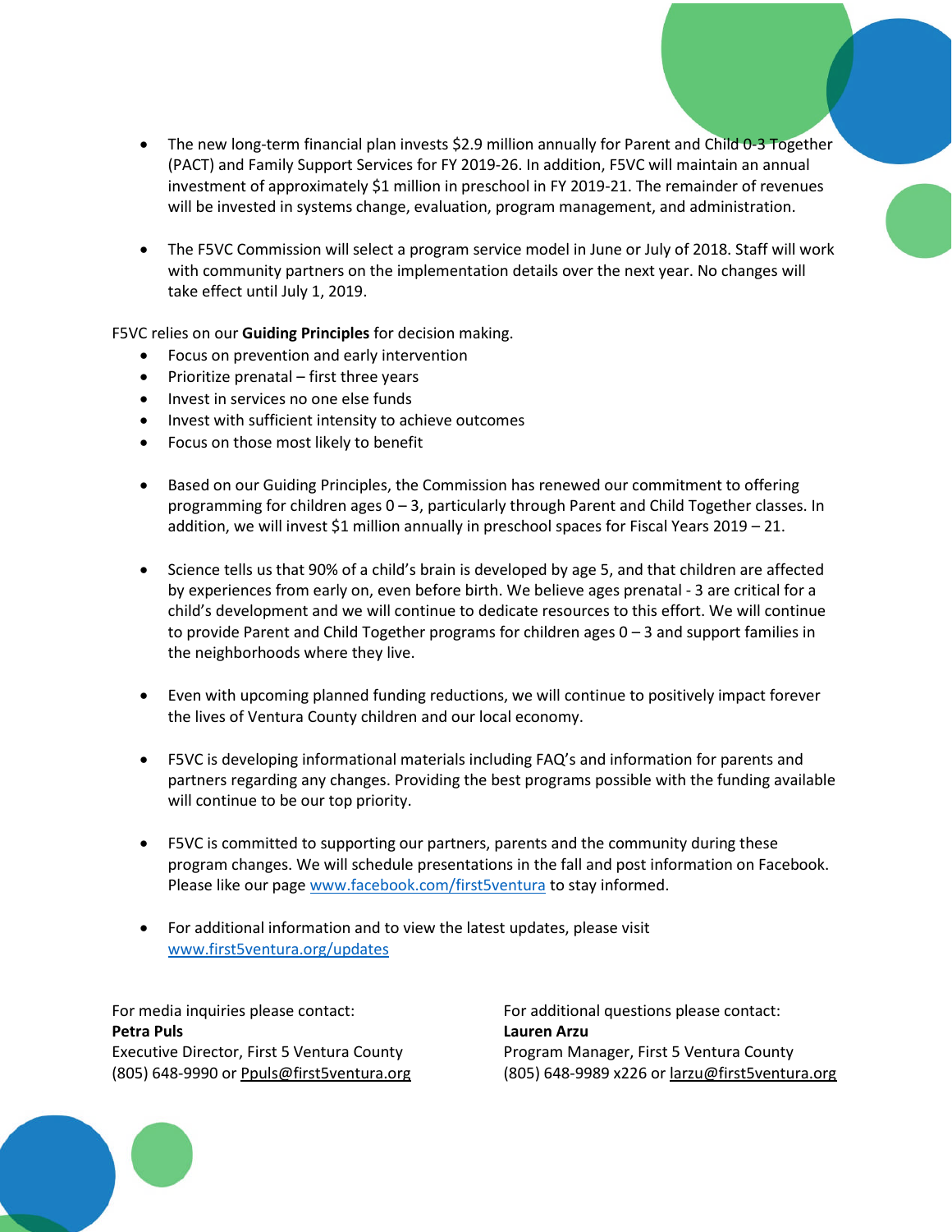- The new long-term financial plan invests $2.9 million annually for Parent and Child 0-3 Together (PACT) and Family Support Services for FY 2019-26. In addition, F5VC will maintain an annual investment of approximately $1 million in preschool in FY 2019-21. The remainder of revenues will be invested in systems change, evaluation, program management, and administration.

- The F5VC Commission will select a program service model in June or July of 2018. Staff will work with community partners on the implementation details over the next year. No changes will take effect until July 1, 2019.

F5VC relies on our **Guiding Principles** for decision making.

- Focus on prevention and early intervention
- Prioritize prenatal – first three years
- Invest in services no one else funds
- Invest with sufficient intensity to achieve outcomes
- Focus on those most likely to benefit

- Based on our Guiding Principles, the Commission has renewed our commitment to offering programming for children ages 0 – 3, particularly through Parent and Child Together classes. In addition, we will invest $1 million annually in preschool spaces for Fiscal Years 2019 – 21.

- Science tells us that 90% of a child's brain is developed by age 5, and that children are affected by experiences from early on, even before birth. We believe ages prenatal - 3 are critical for a child's development and we will continue to dedicate resources to this effort. We will continue to provide Parent and Child Together programs for children ages 0 – 3 and support families in the neighborhoods where they live.

- Even with upcoming planned funding reductions, we will continue to positively impact forever the lives of Ventura County children and our local economy.

- F5VC is developing informational materials including FAQ's and information for parents and partners regarding any changes. Providing the best programs possible with the funding available will continue to be our top priority.

- F5VC is committed to supporting our partners, parents and the community during these program changes. We will schedule presentations in the fall and post information on Facebook. Please like our page www.facebook.com/first5ventura to stay informed.

- For additional information and to view the latest updates, please visit www.first5ventura.org/updates

For media inquiries please contact:
**Petra Puls**
Executive Director, First 5 Ventura County
(805) 648-9990 or Ppuls@first5ventura.org

For additional questions please contact:
**Lauren Arzu**
Program Manager, First 5 Ventura County
(805) 648-9989 x226 or larzu@first5ventura.org